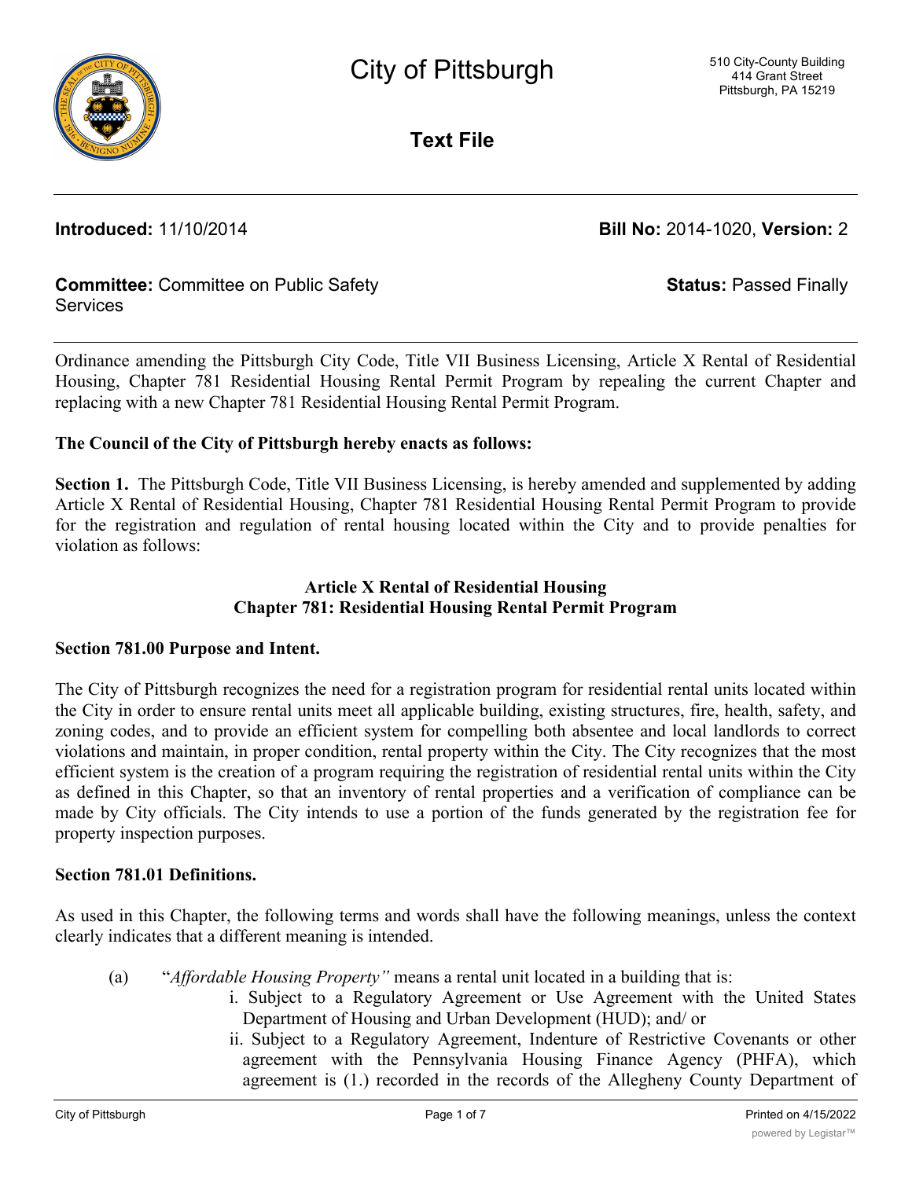# City of Pittsburgh

510 City-County Building
414 Grant Street
Pittsburgh, PA 15219

## Text File

**Introduced:** 11/10/2014 **Bill No:** 2014-1020, **Version:** 2

**Committee:** Committee on Public Safety Services **Status:** Passed Finally

Ordinance amending the Pittsburgh City Code, Title VII Business Licensing, Article X Rental of Residential Housing, Chapter 781 Residential Housing Rental Permit Program by repealing the current Chapter and replacing with a new Chapter 781 Residential Housing Rental Permit Program.

**The Council of the City of Pittsburgh hereby enacts as follows:**

**Section 1.** The Pittsburgh Code, Title VII Business Licensing, is hereby amended and supplemented by adding Article X Rental of Residential Housing, Chapter 781 Residential Housing Rental Permit Program to provide for the registration and regulation of rental housing located within the City and to provide penalties for violation as follows:

### Article X Rental of Residential Housing
### Chapter 781: Residential Housing Rental Permit Program

**Section 781.00 Purpose and Intent.**

The City of Pittsburgh recognizes the need for a registration program for residential rental units located within the City in order to ensure rental units meet all applicable building, existing structures, fire, health, safety, and zoning codes, and to provide an efficient system for compelling both absentee and local landlords to correct violations and maintain, in proper condition, rental property within the City. The City recognizes that the most efficient system is the creation of a program requiring the registration of residential rental units within the City as defined in this Chapter, so that an inventory of rental properties and a verification of compliance can be made by City officials. The City intends to use a portion of the funds generated by the registration fee for property inspection purposes.

**Section 781.01 Definitions.**

As used in this Chapter, the following terms and words shall have the following meanings, unless the context clearly indicates that a different meaning is intended.

(a) "*Affordable Housing Property"* means a rental unit located in a building that is:

i. Subject to a Regulatory Agreement or Use Agreement with the United States Department of Housing and Urban Development (HUD); and/ or

ii. Subject to a Regulatory Agreement, Indenture of Restrictive Covenants or other agreement with the Pennsylvania Housing Finance Agency (PHFA), which agreement is (1.) recorded in the records of the Allegheny County Department of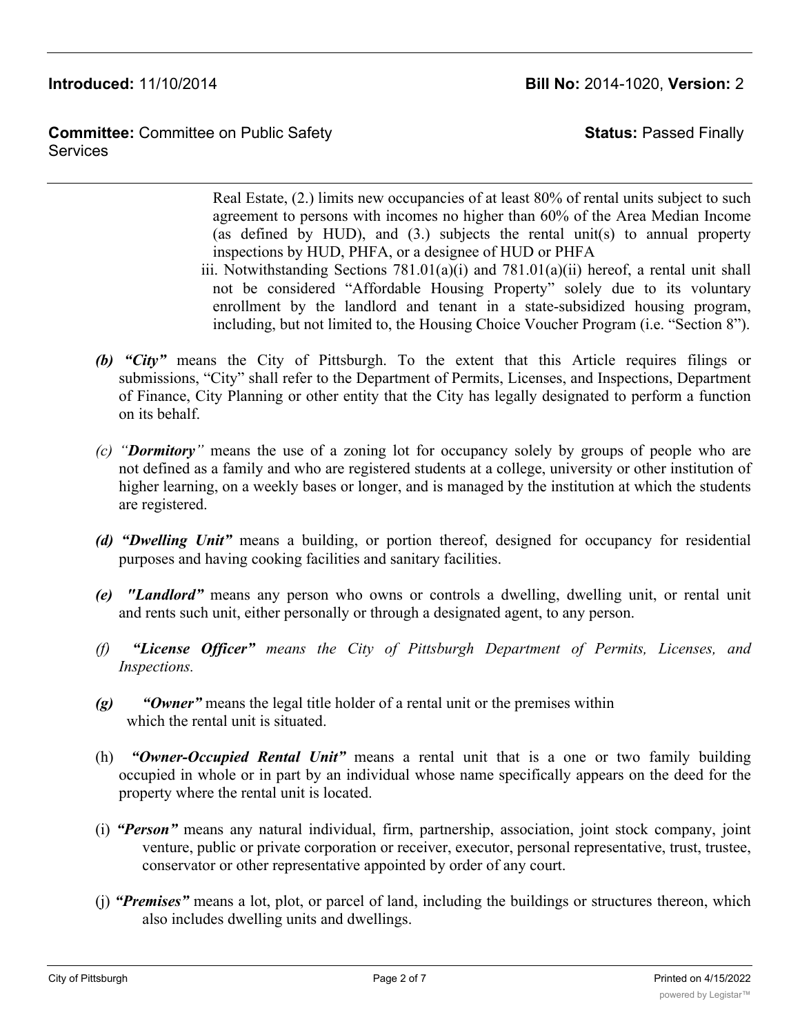Real Estate, (2.) limits new occupancies of at least 80% of rental units subject to such agreement to persons with incomes no higher than 60% of the Area Median Income (as defined by HUD), and (3.) subjects the rental unit(s) to annual property inspections by HUD, PHFA, or a designee of HUD or PHFA

iii. Notwithstanding Sections 781.01(a)(i) and 781.01(a)(ii) hereof, a rental unit shall not be considered "Affordable Housing Property" solely due to its voluntary enrollment by the landlord and tenant in a state-subsidized housing program, including, but not limited to, the Housing Choice Voucher Program (i.e. "Section 8").

***(b) "City"*** means the City of Pittsburgh. To the extent that this Article requires filings or submissions, "City" shall refer to the Department of Permits, Licenses, and Inspections, Department of Finance, City Planning or other entity that the City has legally designated to perform a function on its behalf.

*(c) "**Dormitory**"* means the use of a zoning lot for occupancy solely by groups of people who are not defined as a family and who are registered students at a college, university or other institution of higher learning, on a weekly bases or longer, and is managed by the institution at which the students are registered.

***(d) "Dwelling Unit"*** means a building, or portion thereof, designed for occupancy for residential purposes and having cooking facilities and sanitary facilities.

***(e) "Landlord"*** means any person who owns or controls a dwelling, dwelling unit, or rental unit and rents such unit, either personally or through a designated agent, to any person.

*(f) **"License Officer"** means the City of Pittsburgh Department of Permits, Licenses, and Inspections.*

***(g) "Owner"*** means the legal title holder of a rental unit or the premises within which the rental unit is situated.

(h) ***"Owner-Occupied Rental Unit"*** means a rental unit that is a one or two family building occupied in whole or in part by an individual whose name specifically appears on the deed for the property where the rental unit is located.

(i) ***"Person"*** means any natural individual, firm, partnership, association, joint stock company, joint venture, public or private corporation or receiver, executor, personal representative, trust, trustee, conservator or other representative appointed by order of any court.

(j) ***"Premises"*** means a lot, plot, or parcel of land, including the buildings or structures thereon, which also includes dwelling units and dwellings.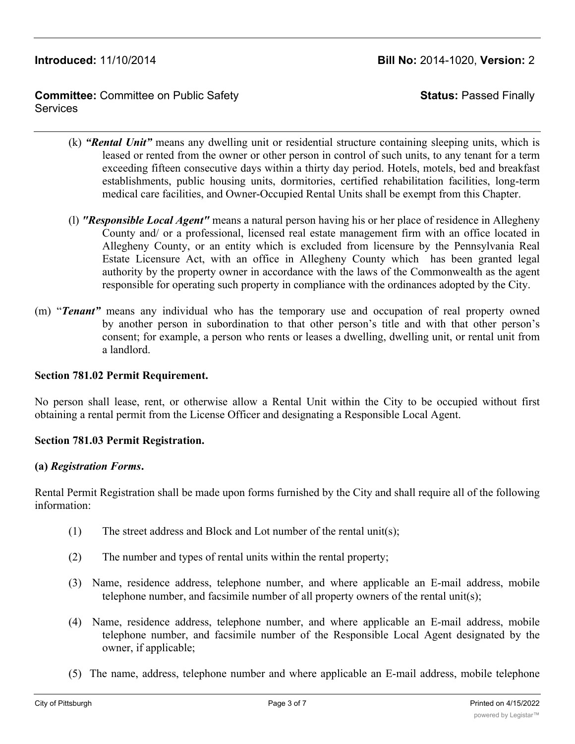(k) ***"Rental Unit"*** means any dwelling unit or residential structure containing sleeping units, which is leased or rented from the owner or other person in control of such units, to any tenant for a term exceeding fifteen consecutive days within a thirty day period. Hotels, motels, bed and breakfast establishments, public housing units, dormitories, certified rehabilitation facilities, long-term medical care facilities, and Owner-Occupied Rental Units shall be exempt from this Chapter.

(l) ***"Responsible Local Agent"*** means a natural person having his or her place of residence in Allegheny County and/ or a professional, licensed real estate management firm with an office located in Allegheny County, or an entity which is excluded from licensure by the Pennsylvania Real Estate Licensure Act, with an office in Allegheny County which has been granted legal authority by the property owner in accordance with the laws of the Commonwealth as the agent responsible for operating such property in compliance with the ordinances adopted by the City.

(m) "***Tenant"*** means any individual who has the temporary use and occupation of real property owned by another person in subordination to that other person's title and with that other person's consent; for example, a person who rents or leases a dwelling, dwelling unit, or rental unit from a landlord.

**Section 781.02 Permit Requirement.**

No person shall lease, rent, or otherwise allow a Rental Unit within the City to be occupied without first obtaining a rental permit from the License Officer and designating a Responsible Local Agent.

**Section 781.03 Permit Registration.**

**(a)** ***Registration Forms*****.**

Rental Permit Registration shall be made upon forms furnished by the City and shall require all of the following information:

(1) The street address and Block and Lot number of the rental unit(s);

(2) The number and types of rental units within the rental property;

(3) Name, residence address, telephone number, and where applicable an E-mail address, mobile telephone number, and facsimile number of all property owners of the rental unit(s);

(4) Name, residence address, telephone number, and where applicable an E-mail address, mobile telephone number, and facsimile number of the Responsible Local Agent designated by the owner, if applicable;

(5) The name, address, telephone number and where applicable an E-mail address, mobile telephone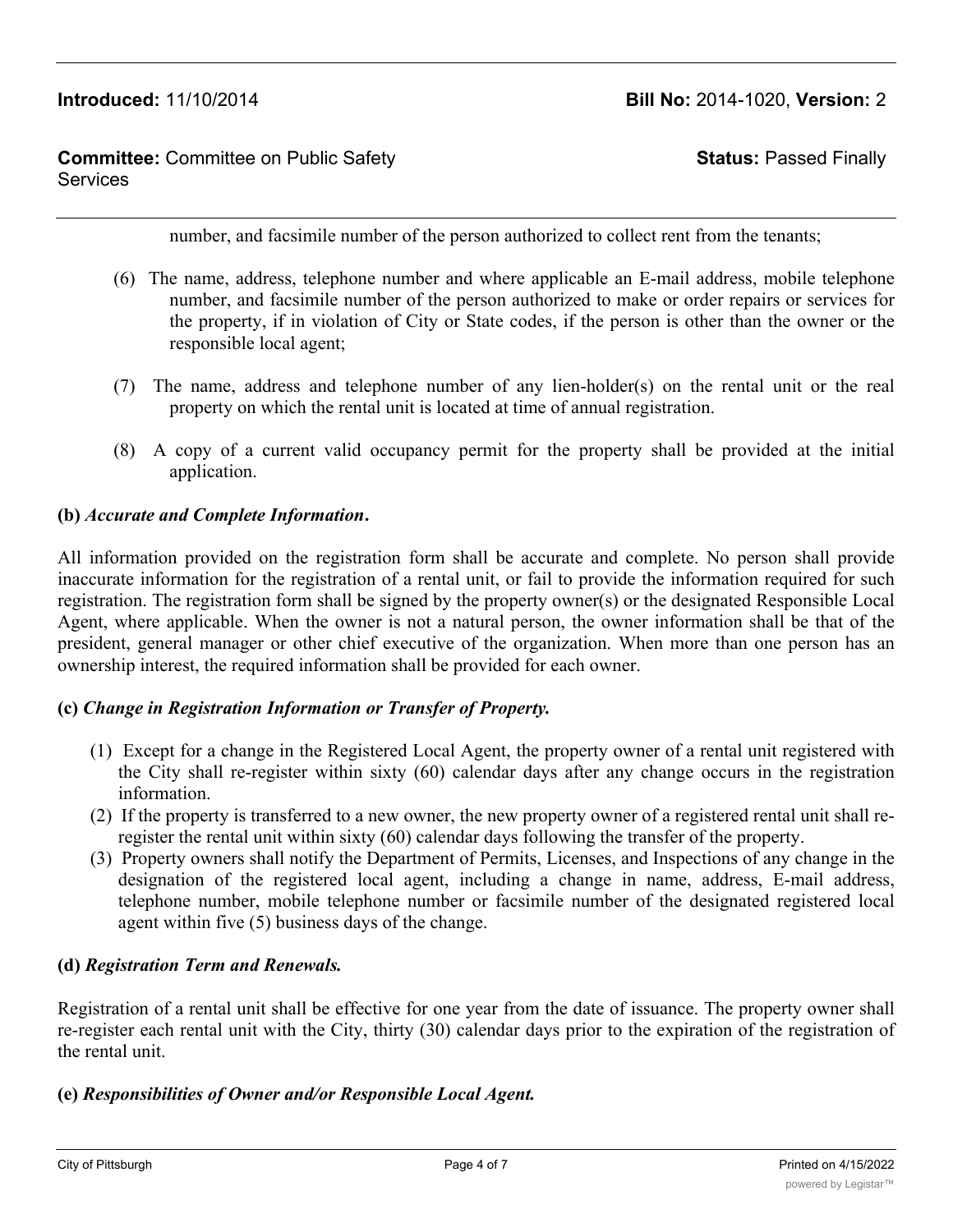number, and facsimile number of the person authorized to collect rent from the tenants;

(6) The name, address, telephone number and where applicable an E-mail address, mobile telephone number, and facsimile number of the person authorized to make or order repairs or services for the property, if in violation of City or State codes, if the person is other than the owner or the responsible local agent;

(7) The name, address and telephone number of any lien-holder(s) on the rental unit or the real property on which the rental unit is located at time of annual registration.

(8) A copy of a current valid occupancy permit for the property shall be provided at the initial application.

**(b)** ***Accurate and Complete Information*****.**

All information provided on the registration form shall be accurate and complete. No person shall provide inaccurate information for the registration of a rental unit, or fail to provide the information required for such registration. The registration form shall be signed by the property owner(s) or the designated Responsible Local Agent, where applicable. When the owner is not a natural person, the owner information shall be that of the president, general manager or other chief executive of the organization. When more than one person has an ownership interest, the required information shall be provided for each owner.

**(c)** ***Change in Registration Information or Transfer of Property.***

(1) Except for a change in the Registered Local Agent, the property owner of a rental unit registered with the City shall re-register within sixty (60) calendar days after any change occurs in the registration information.
(2) If the property is transferred to a new owner, the new property owner of a registered rental unit shall re-register the rental unit within sixty (60) calendar days following the transfer of the property.
(3) Property owners shall notify the Department of Permits, Licenses, and Inspections of any change in the designation of the registered local agent, including a change in name, address, E-mail address, telephone number, mobile telephone number or facsimile number of the designated registered local agent within five (5) business days of the change.

**(d)** ***Registration Term and Renewals.***

Registration of a rental unit shall be effective for one year from the date of issuance. The property owner shall re-register each rental unit with the City, thirty (30) calendar days prior to the expiration of the registration of the rental unit.

**(e)** ***Responsibilities of Owner and/or Responsible Local Agent.***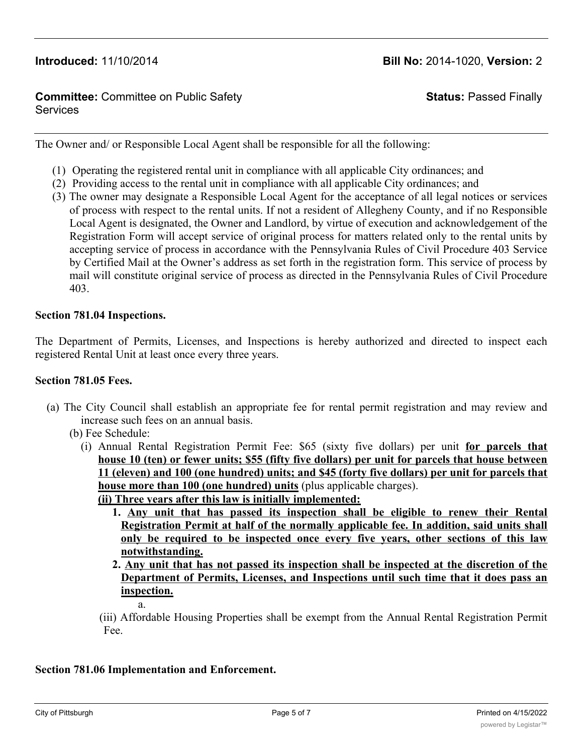**Introduced:** 11/10/2014 **Bill No:** 2014-1020, **Version:** 2

**Committee:** Committee on Public Safety Services **Status:** Passed Finally

---

The Owner and/ or Responsible Local Agent shall be responsible for all the following:

(1) Operating the registered rental unit in compliance with all applicable City ordinances; and
(2) Providing access to the rental unit in compliance with all applicable City ordinances; and
(3) The owner may designate a Responsible Local Agent for the acceptance of all legal notices or services of process with respect to the rental units. If not a resident of Allegheny County, and if no Responsible Local Agent is designated, the Owner and Landlord, by virtue of execution and acknowledgement of the Registration Form will accept service of original process for matters related only to the rental units by accepting service of process in accordance with the Pennsylvania Rules of Civil Procedure 403 Service by Certified Mail at the Owner's address as set forth in the registration form. This service of process by mail will constitute original service of process as directed in the Pennsylvania Rules of Civil Procedure 403.

**Section 781.04 Inspections.**

The Department of Permits, Licenses, and Inspections is hereby authorized and directed to inspect each registered Rental Unit at least once every three years.

**Section 781.05 Fees.**

(a) The City Council shall establish an appropriate fee for rental permit registration and may review and increase such fees on an annual basis.

(b) Fee Schedule:

(i) Annual Rental Registration Permit Fee: $65 (sixty five dollars) per unit **for parcels that house 10 (ten) or fewer units; $55 (fifty five dollars) per unit for parcels that house between 11 (eleven) and 100 (one hundred) units; and $45 (forty five dollars) per unit for parcels that house more than 100 (one hundred) units** (plus applicable charges).

**(ii) Three years after this law is initially implemented:**

1. **Any unit that has passed its inspection shall be eligible to renew their Rental Registration Permit at half of the normally applicable fee. In addition, said units shall only be required to be inspected once every five years, other sections of this law notwithstanding.**
2. **Any unit that has not passed its inspection shall be inspected at the discretion of the Department of Permits, Licenses, and Inspections until such time that it does pass an inspection.**

    a.

(iii) Affordable Housing Properties shall be exempt from the Annual Rental Registration Permit Fee.

**Section 781.06 Implementation and Enforcement.**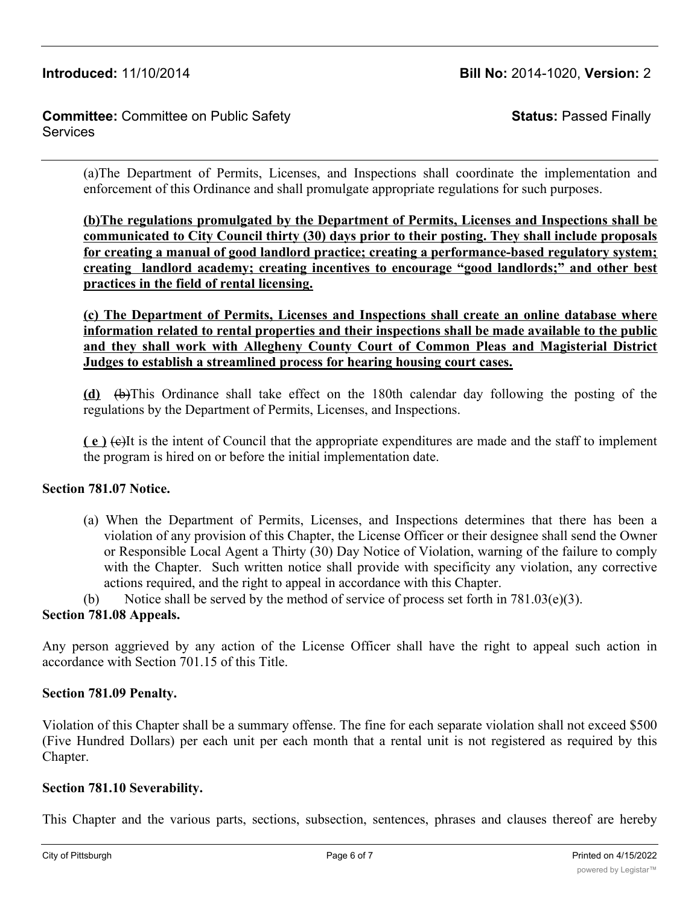**Introduced:** 11/10/2014 **Bill No:** 2014-1020, **Version:** 2

**Committee:** Committee on Public Safety Services **Status:** Passed Finally

(a)The Department of Permits, Licenses, and Inspections shall coordinate the implementation and enforcement of this Ordinance and shall promulgate appropriate regulations for such purposes.

**(b)The regulations promulgated by the Department of Permits, Licenses and Inspections shall be communicated to City Council thirty (30) days prior to their posting. They shall include proposals for creating a manual of good landlord practice; creating a performance-based regulatory system; creating landlord academy; creating incentives to encourage "good landlords;" and other best practices in the field of rental licensing.**

**(c) The Department of Permits, Licenses and Inspections shall create an online database where information related to rental properties and their inspections shall be made available to the public and they shall work with Allegheny County Court of Common Pleas and Magisterial District Judges to establish a streamlined process for hearing housing court cases.**

**(d)** ~~(b)~~This Ordinance shall take effect on the 180th calendar day following the posting of the regulations by the Department of Permits, Licenses, and Inspections.

**( e )** ~~(c)~~It is the intent of Council that the appropriate expenditures are made and the staff to implement the program is hired on or before the initial implementation date.

**Section 781.07 Notice.**

(a) When the Department of Permits, Licenses, and Inspections determines that there has been a violation of any provision of this Chapter, the License Officer or their designee shall send the Owner or Responsible Local Agent a Thirty (30) Day Notice of Violation, warning of the failure to comply with the Chapter. Such written notice shall provide with specificity any violation, any corrective actions required, and the right to appeal in accordance with this Chapter.

(b) Notice shall be served by the method of service of process set forth in 781.03(e)(3).

**Section 781.08 Appeals.**

Any person aggrieved by any action of the License Officer shall have the right to appeal such action in accordance with Section 701.15 of this Title.

**Section 781.09 Penalty.**

Violation of this Chapter shall be a summary offense. The fine for each separate violation shall not exceed $500 (Five Hundred Dollars) per each unit per each month that a rental unit is not registered as required by this Chapter.

**Section 781.10 Severability.**

This Chapter and the various parts, sections, subsection, sentences, phrases and clauses thereof are hereby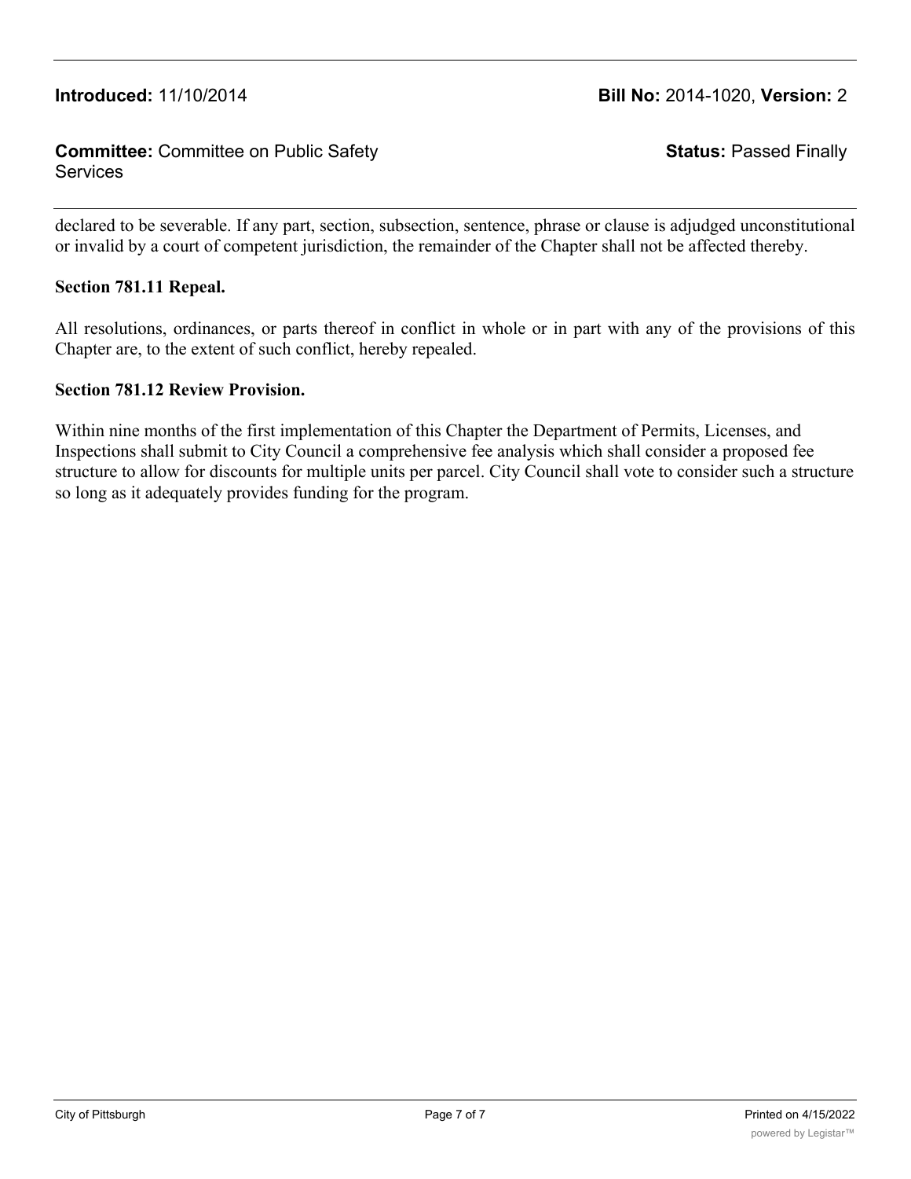declared to be severable. If any part, section, subsection, sentence, phrase or clause is adjudged unconstitutional or invalid by a court of competent jurisdiction, the remainder of the Chapter shall not be affected thereby.

**Section 781.11 Repeal.**

All resolutions, ordinances, or parts thereof in conflict in whole or in part with any of the provisions of this Chapter are, to the extent of such conflict, hereby repealed.

**Section 781.12 Review Provision.**

Within nine months of the first implementation of this Chapter the Department of Permits, Licenses, and Inspections shall submit to City Council a comprehensive fee analysis which shall consider a proposed fee structure to allow for discounts for multiple units per parcel. City Council shall vote to consider such a structure so long as it adequately provides funding for the program.